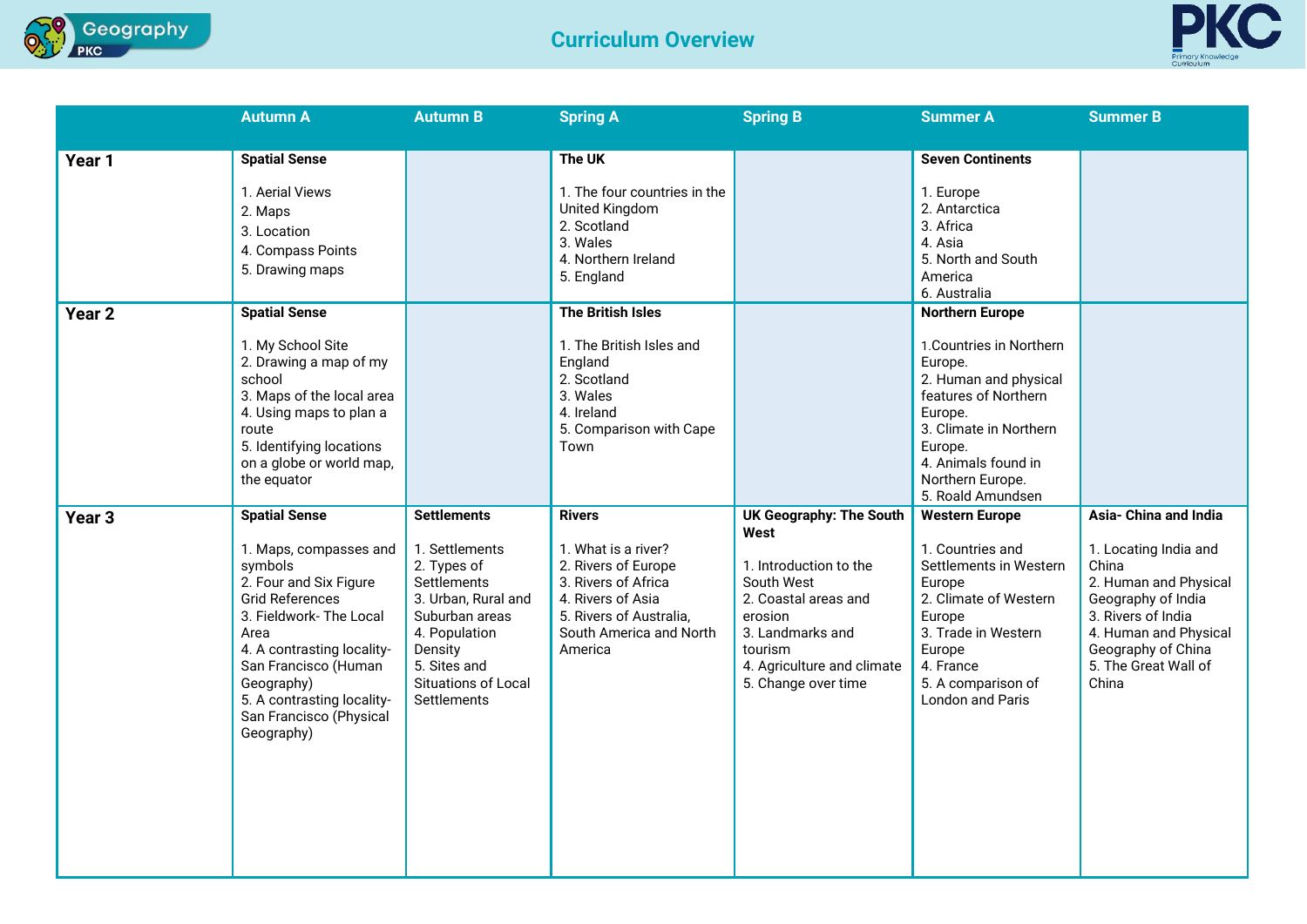# Curriculum Overview

| | Autumn A | Autumn B | Spring A | Spring B | Summer A | Summer B |
|---|---|---|---|---|---|---|
| **Year 1** | **Spatial Sense**<br><br>1. Aerial Views<br>2. Maps<br>3. Location<br>4. Compass Points<br>5. Drawing maps | | **The UK**<br><br>1. The four countries in the United Kingdom<br>2. Scotland<br>3. Wales<br>4. Northern Ireland<br>5. England | | **Seven Continents**<br><br>1. Europe<br>2. Antarctica<br>3. Africa<br>4. Asia<br>5. North and South America<br>6. Australia | |
| **Year 2** | **Spatial Sense**<br><br>1. My School Site<br>2. Drawing a map of my school<br>3. Maps of the local area<br>4. Using maps to plan a route<br>5. Identifying locations on a globe or world map, the equator | | **The British Isles**<br><br>1. The British Isles and England<br>2. Scotland<br>3. Wales<br>4. Ireland<br>5. Comparison with Cape Town | | **Northern Europe**<br><br>1.Countries in Northern Europe.<br>2. Human and physical features of Northern Europe.<br>3. Climate in Northern Europe.<br>4. Animals found in Northern Europe.<br>5. Roald Amundsen | |
| **Year 3** | **Spatial Sense**<br><br>1. Maps, compasses and symbols<br>2. Four and Six Figure Grid References<br>3. Fieldwork- The Local Area<br>4. A contrasting locality- San Francisco (Human Geography)<br>5. A contrasting locality- San Francisco (Physical Geography) | **Settlements**<br><br>1. Settlements<br>2. Types of Settlements<br>3. Urban, Rural and Suburban areas<br>4. Population Density<br>5. Sites and Situations of Local Settlements | **Rivers**<br><br>1. What is a river?<br>2. Rivers of Europe<br>3. Rivers of Africa<br>4. Rivers of Asia<br>5. Rivers of Australia, South America and North America | **UK Geography: The South West**<br><br>1. Introduction to the South West<br>2. Coastal areas and erosion<br>3. Landmarks and tourism<br>4. Agriculture and climate<br>5. Change over time | **Western Europe**<br><br>1. Countries and Settlements in Western Europe<br>2. Climate of Western Europe<br>3. Trade in Western Europe<br>4. France<br>5. A comparison of London and Paris | **Asia- China and India**<br><br>1. Locating India and China<br>2. Human and Physical Geography of India<br>3. Rivers of India<br>4. Human and Physical Geography of China<br>5. The Great Wall of China |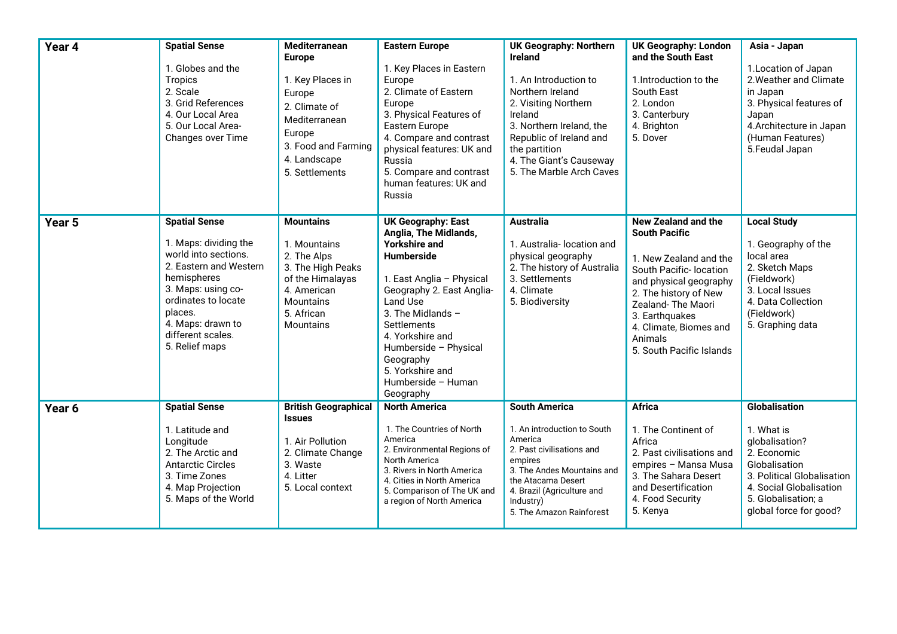| | | | | | | |
|---|---|---|---|---|---|---|
| **Year 4** | **Spatial Sense**<br><br>1. Globes and the Tropics<br>2. Scale<br>3. Grid References<br>4. Our Local Area<br>5. Our Local Area- Changes over Time | **Mediterranean Europe**<br><br>1. Key Places in Europe<br>2. Climate of Mediterranean Europe<br>3. Food and Farming<br>4. Landscape<br>5. Settlements | **Eastern Europe**<br><br>1. Key Places in Eastern Europe<br>2. Climate of Eastern Europe<br>3. Physical Features of Eastern Europe<br>4. Compare and contrast physical features: UK and Russia<br>5. Compare and contrast human features: UK and Russia | **UK Geography: Northern Ireland**<br><br>1. An Introduction to Northern Ireland<br>2. Visiting Northern Ireland<br>3. Northern Ireland, the Republic of Ireland and the partition<br>4. The Giant's Causeway<br>5. The Marble Arch Caves | **UK Geography: London and the South East**<br><br>1.Introduction to the South East<br>2. London<br>3. Canterbury<br>4. Brighton<br>5. Dover | **Asia - Japan**<br><br>1.Location of Japan<br>2.Weather and Climate in Japan<br>3. Physical features of Japan<br>4.Architecture in Japan (Human Features)<br>5.Feudal Japan |
| **Year 5** | **Spatial Sense**<br><br>1. Maps: dividing the world into sections.<br>2. Eastern and Western hemispheres<br>3. Maps: using co-ordinates to locate places.<br>4. Maps: drawn to different scales.<br>5. Relief maps | **Mountains**<br><br>1. Mountains<br>2. The Alps<br>3. The High Peaks of the Himalayas<br>4. American Mountains<br>5. African Mountains | **UK Geography: East Anglia, The Midlands, Yorkshire and Humberside**<br><br>1. East Anglia – Physical Geography 2. East Anglia- Land Use<br>3. The Midlands – Settlements<br>4. Yorkshire and Humberside – Physical Geography<br>5. Yorkshire and Humberside – Human Geography | **Australia**<br><br>1. Australia- location and physical geography<br>2. The history of Australia<br>3. Settlements<br>4. Climate<br>5. Biodiversity | **New Zealand and the South Pacific**<br><br>1. New Zealand and the South Pacific- location and physical geography<br>2. The history of New Zealand- The Maori<br>3. Earthquakes<br>4. Climate, Biomes and Animals<br>5. South Pacific Islands | **Local Study**<br><br>1. Geography of the local area<br>2. Sketch Maps (Fieldwork)<br>3. Local Issues<br>4. Data Collection (Fieldwork)<br>5. Graphing data |
| **Year 6** | **Spatial Sense**<br><br>1. Latitude and Longitude<br>2. The Arctic and Antarctic Circles<br>3. Time Zones<br>4. Map Projection<br>5. Maps of the World | **British Geographical Issues**<br><br>1. Air Pollution<br>2. Climate Change<br>3. Waste<br>4. Litter<br>5. Local context | **North America**<br><br>1. The Countries of North America<br>2. Environmental Regions of North America<br>3. Rivers in North America<br>4. Cities in North America<br>5. Comparison of The UK and a region of North America | **South America**<br><br>1. An introduction to South America<br>2. Past civilisations and empires<br>3. The Andes Mountains and the Atacama Desert<br>4. Brazil (Agriculture and Industry)<br>5. The Amazon Rainforest | **Africa**<br><br>1. The Continent of Africa<br>2. Past civilisations and empires – Mansa Musa<br>3. The Sahara Desert and Desertification<br>4. Food Security<br>5. Kenya | **Globalisation**<br><br>1. What is globalisation?<br>2. Economic Globalisation<br>3. Political Globalisation<br>4. Social Globalisation<br>5. Globalisation; a global force for good? |